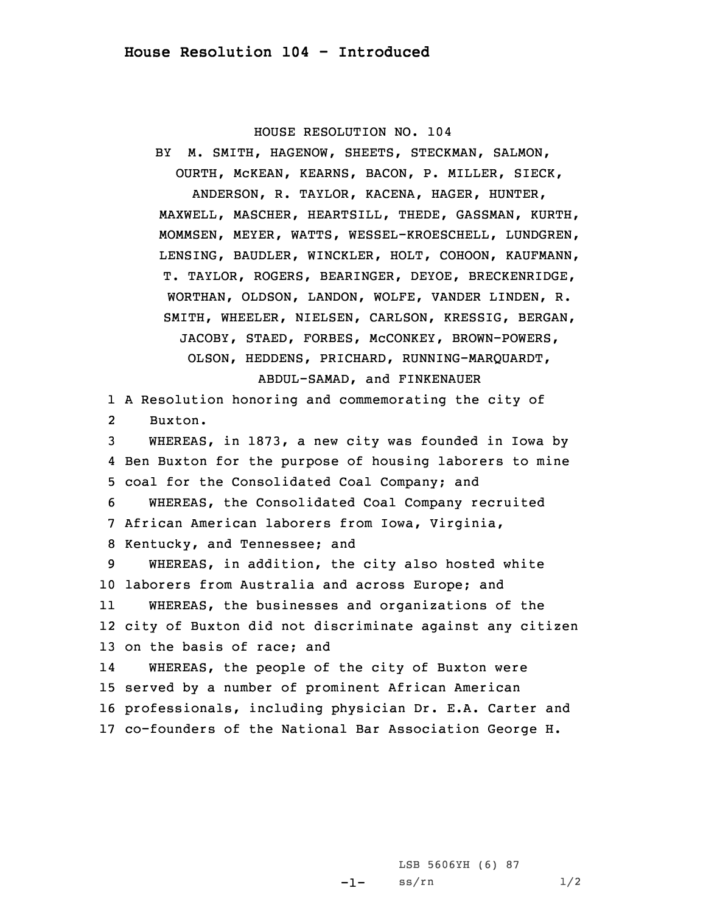# House Resolution 104 - Introduced

HOUSE RESOLUTION NO. 104

BY M. SMITH, HAGENOW, SHEETS, STECKMAN, SALMON, OURTH, McKEAN, KEARNS, BACON, P. MILLER, SIECK, ANDERSON, R. TAYLOR, KACENA, HAGER, HUNTER, MAXWELL, MASCHER, HEARTSILL, THEDE, GASSMAN, KURTH, MOMMSEN, MEYER, WATTS, WESSEL-KROESCHELL, LUNDGREN, LENSING, BAUDLER, WINCKLER, HOLT, COHOON, KAUFMANN, T. TAYLOR, ROGERS, BEARINGER, DEYOE, BRECKENRIDGE, WORTHAN, OLDSON, LANDON, WOLFE, VANDER LINDEN, R. SMITH, WHEELER, NIELSEN, CARLSON, KRESSIG, BERGAN, JACOBY, STAED, FORBES, McCONKEY, BROWN-POWERS, OLSON, HEDDENS, PRICHARD, RUNNING-MARQUARDT, ABDUL-SAMAD, and FINKENAUER

1 A Resolution honoring and commemorating the city of
2 Buxton.
3 WHEREAS, in 1873, a new city was founded in Iowa by
4 Ben Buxton for the purpose of housing laborers to mine
5 coal for the Consolidated Coal Company; and
6 WHEREAS, the Consolidated Coal Company recruited
7 African American laborers from Iowa, Virginia,
8 Kentucky, and Tennessee; and
9 WHEREAS, in addition, the city also hosted white
10 laborers from Australia and across Europe; and
11 WHEREAS, the businesses and organizations of the
12 city of Buxton did not discriminate against any citizen
13 on the basis of race; and
14 WHEREAS, the people of the city of Buxton were
15 served by a number of prominent African American
16 professionals, including physician Dr. E.A. Carter and
17 co-founders of the National Bar Association George H.

LSB 5606YH (6) 87
ss/rn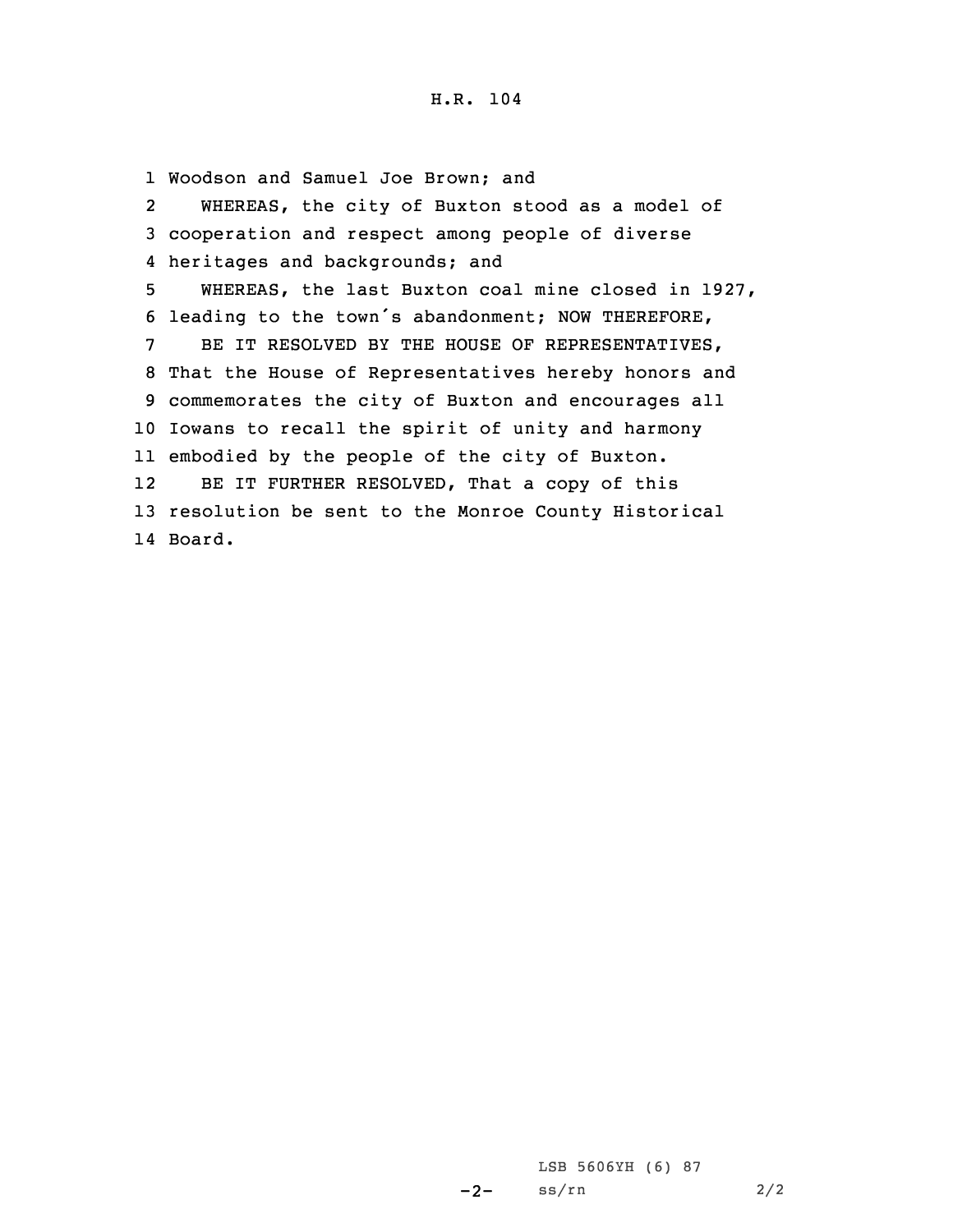Woodson and Samuel Joe Brown; and

WHEREAS, the city of Buxton stood as a model of cooperation and respect among people of diverse heritages and backgrounds; and

WHEREAS, the last Buxton coal mine closed in 1927, leading to the town's abandonment; NOW THEREFORE,

BE IT RESOLVED BY THE HOUSE OF REPRESENTATIVES, That the House of Representatives hereby honors and commemorates the city of Buxton and encourages all Iowans to recall the spirit of unity and harmony embodied by the people of the city of Buxton.

BE IT FURTHER RESOLVED, That a copy of this resolution be sent to the Monroe County Historical Board.

LSB 5606YH (6) 87
ss/rn